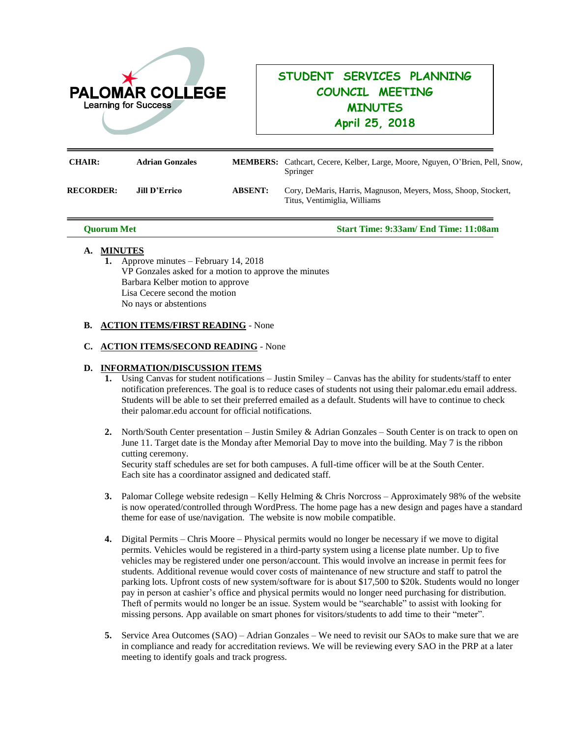PALOMAR COLLEGE
Learning for Success

# STUDENT SERVICES PLANNING COUNCIL MEETING MINUTES
## April 25, 2018

| | | | |
|---|---|---|---|
| **CHAIR:** | **Adrian Gonzales** | **MEMBERS:** | Cathcart, Cecere, Kelber, Large, Moore, Nguyen, O'Brien, Pell, Snow, Springer |
| **RECORDER:** | **Jill D'Errico** | **ABSENT:** | Cory, DeMaris, Harris, Magnuson, Meyers, Moss, Shoop, Stockert, Titus, Ventimiglia, Williams |

**Quorum Met** **Start Time: 9:33am/ End Time: 11:08am**

**A. MINUTES**

1. Approve minutes – February 14, 2018
   VP Gonzales asked for a motion to approve the minutes
   Barbara Kelber motion to approve
   Lisa Cecere second the motion
   No nays or abstentions

**B. ACTION ITEMS/FIRST READING** - None

**C. ACTION ITEMS/SECOND READING** - None

**D. INFORMATION/DISCUSSION ITEMS**

1. Using Canvas for student notifications – Justin Smiley – Canvas has the ability for students/staff to enter notification preferences. The goal is to reduce cases of students not using their palomar.edu email address. Students will be able to set their preferred emailed as a default. Students will have to continue to check their palomar.edu account for official notifications.

2. North/South Center presentation – Justin Smiley & Adrian Gonzales – South Center is on track to open on June 11. Target date is the Monday after Memorial Day to move into the building. May 7 is the ribbon cutting ceremony.
   Security staff schedules are set for both campuses. A full-time officer will be at the South Center. Each site has a coordinator assigned and dedicated staff.

3. Palomar College website redesign – Kelly Helming & Chris Norcross – Approximately 98% of the website is now operated/controlled through WordPress. The home page has a new design and pages have a standard theme for ease of use/navigation. The website is now mobile compatible.

4. Digital Permits – Chris Moore – Physical permits would no longer be necessary if we move to digital permits. Vehicles would be registered in a third-party system using a license plate number. Up to five vehicles may be registered under one person/account. This would involve an increase in permit fees for students. Additional revenue would cover costs of maintenance of new structure and staff to patrol the parking lots. Upfront costs of new system/software for is about $17,500 to $20k. Students would no longer pay in person at cashier's office and physical permits would no longer need purchasing for distribution. Theft of permits would no longer be an issue. System would be "searchable" to assist with looking for missing persons. App available on smart phones for visitors/students to add time to their "meter".

5. Service Area Outcomes (SAO) – Adrian Gonzales – We need to revisit our SAOs to make sure that we are in compliance and ready for accreditation reviews. We will be reviewing every SAO in the PRP at a later meeting to identify goals and track progress.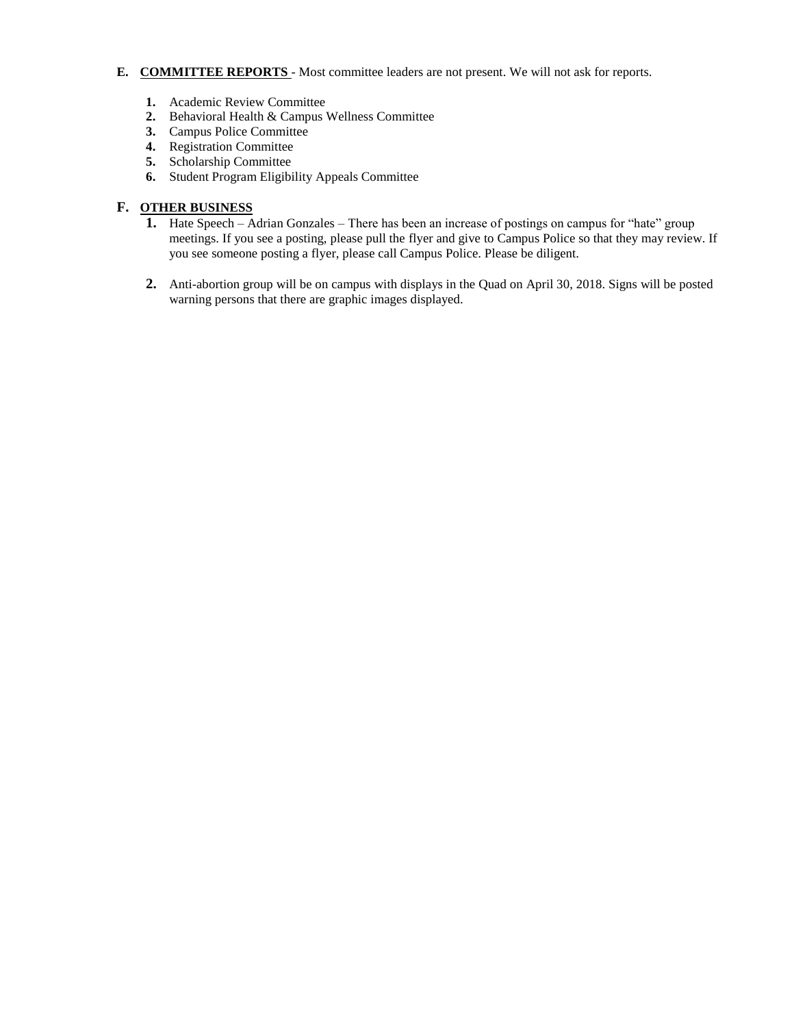**E. <u>COMMITTEE REPORTS</u>** - Most committee leaders are not present. We will not ask for reports.

1. Academic Review Committee
2. Behavioral Health & Campus Wellness Committee
3. Campus Police Committee
4. Registration Committee
5. Scholarship Committee
6. Student Program Eligibility Appeals Committee

**F. <u>OTHER BUSINESS</u>**

1. Hate Speech – Adrian Gonzales – There has been an increase of postings on campus for "hate" group meetings. If you see a posting, please pull the flyer and give to Campus Police so that they may review. If you see someone posting a flyer, please call Campus Police. Please be diligent.

2. Anti-abortion group will be on campus with displays in the Quad on April 30, 2018. Signs will be posted warning persons that there are graphic images displayed.